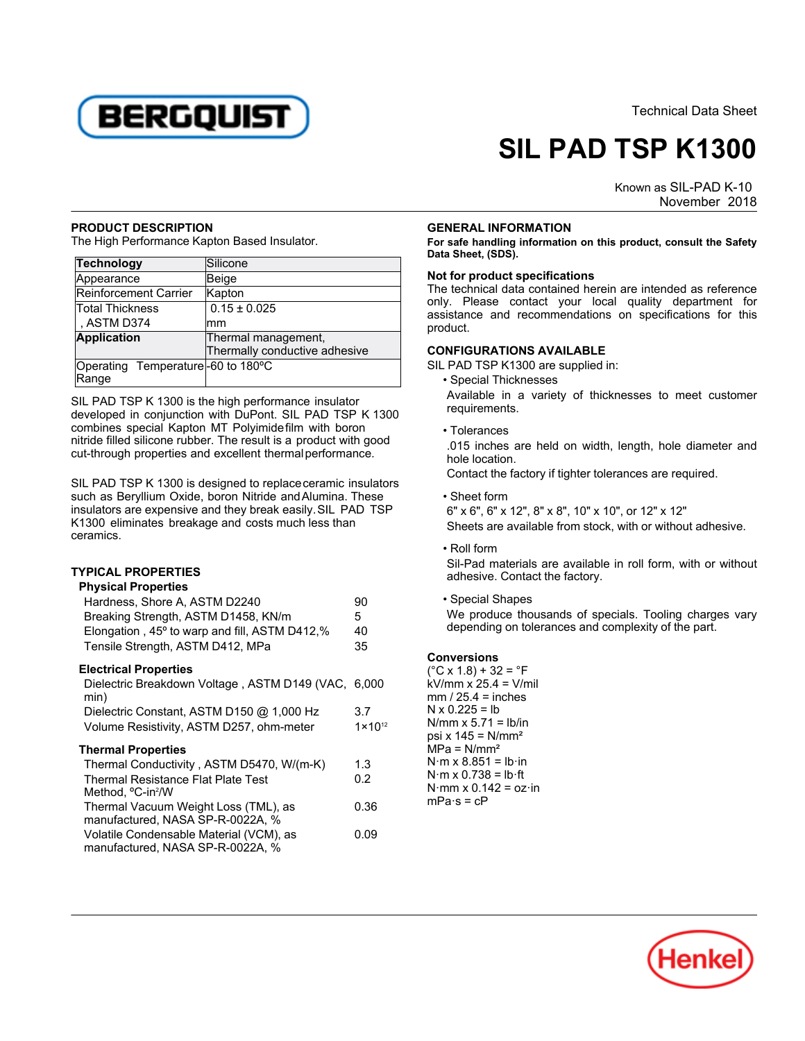Technical Data Sheet

# SIL PAD TSP K1300

Known as SIL-PAD K-10
November 2018

## PRODUCT DESCRIPTION

The High Performance Kapton Based Insulator.

| **Technology** | Silicone |
|---|---|
| Appearance | Beige |
| Reinforcement Carrier | Kapton |
| Total Thickness , ASTM D374 | 0.15 ± 0.025 mm |
| **Application** | Thermal management, Thermally conductive adhesive |
| Operating Temperature Range | -60 to 180°C |

SIL PAD TSP K 1300 is the high performance insulator developed in conjunction with DuPont. SIL PAD TSP K 1300 combines special Kapton MT Polyimide film with boron nitride filled silicone rubber. The result is a product with good cut-through properties and excellent thermal performance.

SIL PAD TSP K 1300 is designed to replace ceramic insulators such as Beryllium Oxide, boron Nitride and Alumina. These insulators are expensive and they break easily. SIL PAD TSP K1300 eliminates breakage and costs much less than ceramics.

## TYPICAL PROPERTIES

### Physical Properties

| | |
|---|---|
| Hardness, Shore A, ASTM D2240 | 90 |
| Breaking Strength, ASTM D1458, KN/m | 5 |
| Elongation , 45º to warp and fill, ASTM D412,% | 40 |
| Tensile Strength, ASTM D412, MPa | 35 |

### Electrical Properties

| | |
|---|---|
| Dielectric Breakdown Voltage , ASTM D149 (VAC, min) | 6,000 |
| Dielectric Constant, ASTM D150 @ 1,000 Hz | 3.7 |
| Volume Resistivity, ASTM D257, ohm-meter | $1 \times 10^{12}$ |

### Thermal Properties

| | |
|---|---|
| Thermal Conductivity , ASTM D5470, W/(m-K) | 1.3 |
| Thermal Resistance Flat Plate Test Method, °C-in²/W | 0.2 |
| Thermal Vacuum Weight Loss (TML), as manufactured, NASA SP-R-0022A, % | 0.36 |
| Volatile Condensable Material (VCM), as manufactured, NASA SP-R-0022A, % | 0.09 |

## GENERAL INFORMATION

**For safe handling information on this product, consult the Safety Data Sheet, (SDS).**

### Not for product specifications

The technical data contained herein are intended as reference only. Please contact your local quality department for assistance and recommendations on specifications for this product.

## CONFIGURATIONS AVAILABLE

SIL PAD TSP K1300 are supplied in:

- Special Thicknesses
  Available in a variety of thicknesses to meet customer requirements.
- Tolerances
  .015 inches are held on width, length, hole diameter and hole location.
  Contact the factory if tighter tolerances are required.
- Sheet form
  6" x 6", 6" x 12", 8" x 8", 10" x 10", or 12" x 12"
  Sheets are available from stock, with or without adhesive.
- Roll form
  Sil-Pad materials are available in roll form, with or without adhesive. Contact the factory.
- Special Shapes
  We produce thousands of specials. Tooling charges vary depending on tolerances and complexity of the part.

### Conversions

(°C x 1.8) + 32 = °F
kV/mm x 25.4 = V/mil
mm / 25.4 = inches
N x 0.225 = lb
N/mm x 5.71 = lb/in
psi x 145 = N/mm²
MPa = N/mm²
N·m x 8.851 = lb·in
N·m x 0.738 = lb·ft
N·mm x 0.142 = oz·in
mPa·s = cP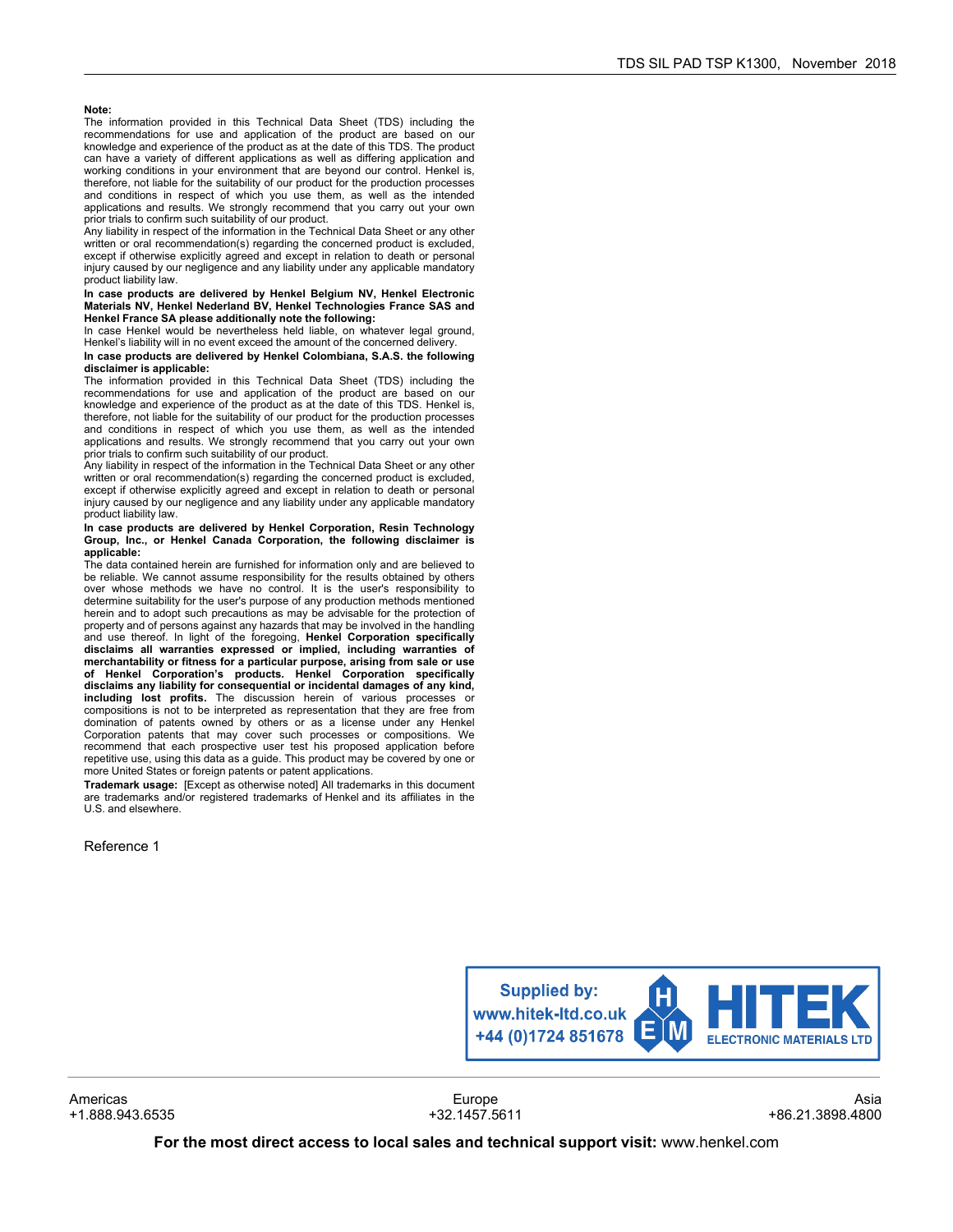**Note:**
The information provided in this Technical Data Sheet (TDS) including the recommendations for use and application of the product are based on our knowledge and experience of the product as at the date of this TDS. The product can have a variety of different applications as well as differing application and working conditions in your environment that are beyond our control. Henkel is, therefore, not liable for the suitability of our product for the production processes and conditions in respect of which you use them, as well as the intended applications and results. We strongly recommend that you carry out your own prior trials to confirm such suitability of our product.
Any liability in respect of the information in the Technical Data Sheet or any other written or oral recommendation(s) regarding the concerned product is excluded, except if otherwise explicitly agreed and except in relation to death or personal injury caused by our negligence and any liability under any applicable mandatory product liability law.

**In case products are delivered by Henkel Belgium NV, Henkel Electronic Materials NV, Henkel Nederland BV, Henkel Technologies France SAS and Henkel France SA please additionally note the following:**
In case Henkel would be nevertheless held liable, on whatever legal ground, Henkel's liability will in no event exceed the amount of the concerned delivery.

**In case products are delivered by Henkel Colombiana, S.A.S. the following disclaimer is applicable:**
The information provided in this Technical Data Sheet (TDS) including the recommendations for use and application of the product are based on our knowledge and experience of the product as at the date of this TDS. Henkel is, therefore, not liable for the suitability of our product for the production processes and conditions in respect of which you use them, as well as the intended applications and results. We strongly recommend that you carry out your own prior trials to confirm such suitability of our product.
Any liability in respect of the information in the Technical Data Sheet or any other written or oral recommendation(s) regarding the concerned product is excluded, except if otherwise explicitly agreed and except in relation to death or personal injury caused by our negligence and any liability under any applicable mandatory product liability law.

**In case products are delivered by Henkel Corporation, Resin Technology Group, Inc., or Henkel Canada Corporation, the following disclaimer is applicable:**
The data contained herein are furnished for information only and are believed to be reliable. We cannot assume responsibility for the results obtained by others over whose methods we have no control. It is the user's responsibility to determine suitability for the user's purpose of any production methods mentioned herein and to adopt such precautions as may be advisable for the protection of property and of persons against any hazards that may be involved in the handling and use thereof. In light of the foregoing, **Henkel Corporation specifically disclaims all warranties expressed or implied, including warranties of merchantability or fitness for a particular purpose, arising from sale or use of Henkel Corporation's products. Henkel Corporation specifically disclaims any liability for consequential or incidental damages of any kind, including lost profits.** The discussion herein of various processes or compositions is not to be interpreted as representation that they are free from domination of patents owned by others or as a license under any Henkel Corporation patents that may cover such processes or compositions. We recommend that each prospective user test his proposed application before repetitive use, using this data as a guide. This product may be covered by one or more United States or foreign patents or patent applications.

**Trademark usage:** [Except as otherwise noted] All trademarks in this document are trademarks and/or registered trademarks of Henkel and its affiliates in the U.S. and elsewhere.

Reference 1

Supplied by:
www.hitek-ltd.co.uk
+44 (0)1724 851678
HITEK ELECTRONIC MATERIALS LTD

Americas
+1.888.943.6535

Europe
+32.1457.5611

Asia
+86.21.3898.4800

**For the most direct access to local sales and technical support visit:** www.henkel.com